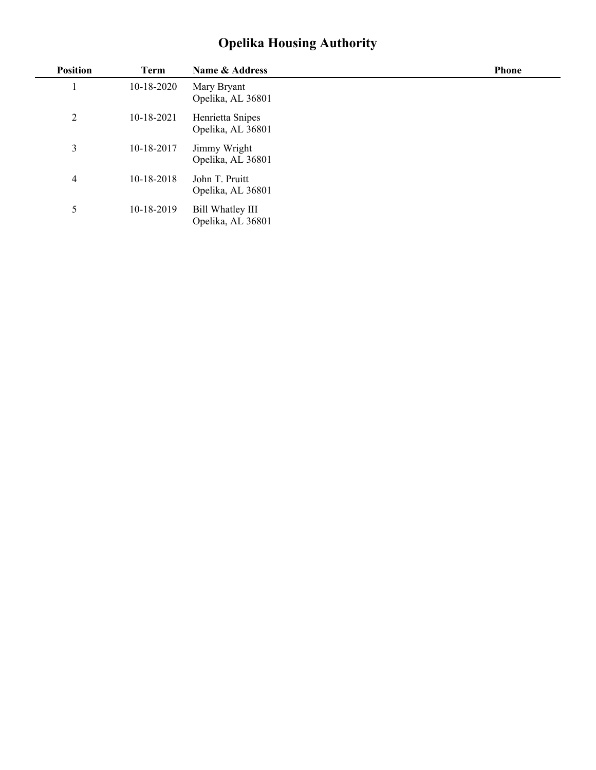# Opelika Housing Authority

| Position | Term | Name & Address | Phone |
|---|---|---|---|
| 1 | 10-18-2020 | Mary Bryant<br>Opelika, AL 36801 | |
| 2 | 10-18-2021 | Henrietta Snipes<br>Opelika, AL 36801 | |
| 3 | 10-18-2017 | Jimmy Wright<br>Opelika, AL 36801 | |
| 4 | 10-18-2018 | John T. Pruitt<br>Opelika, AL 36801 | |
| 5 | 10-18-2019 | Bill Whatley III<br>Opelika, AL 36801 | |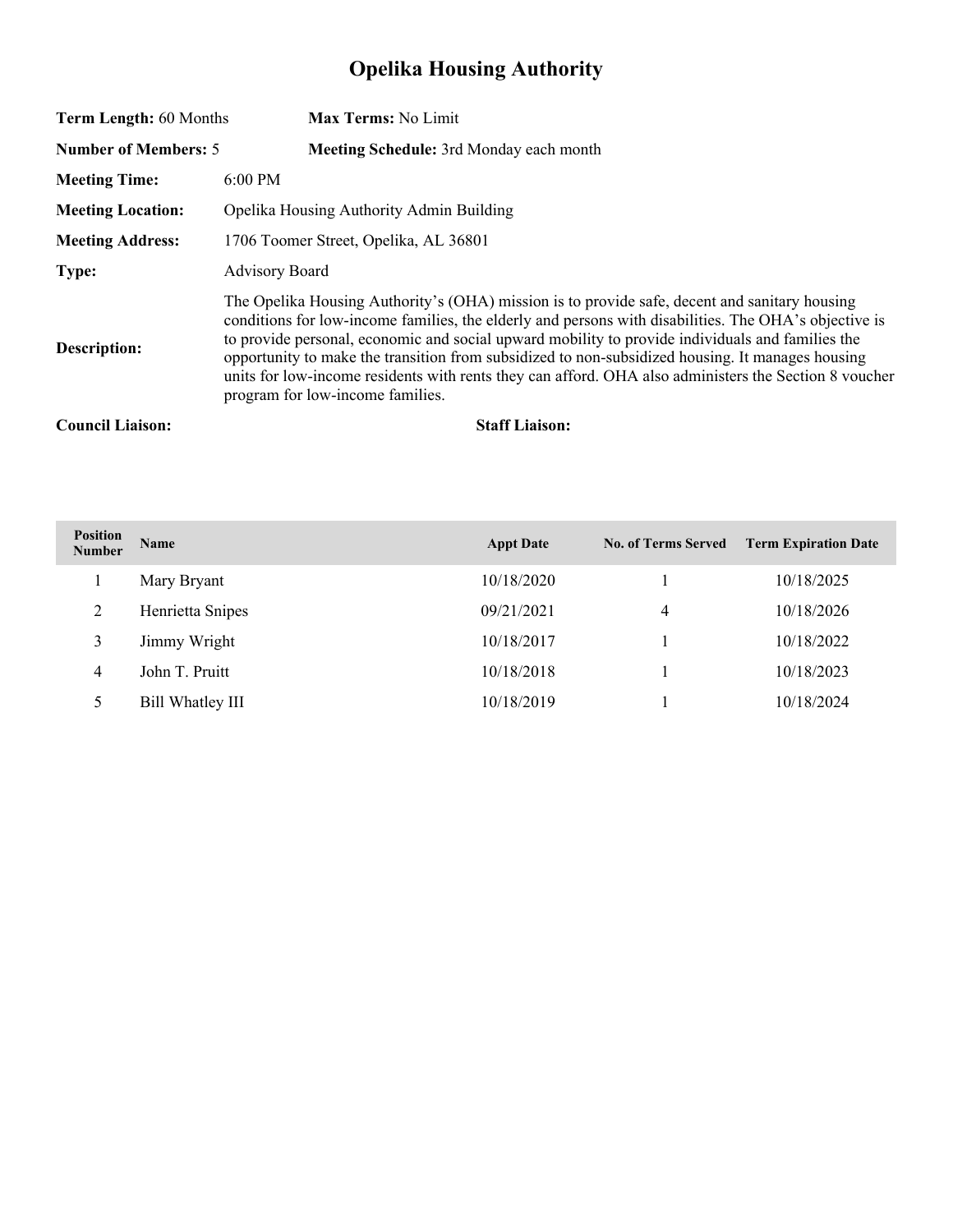# Opelika Housing Authority

**Term Length:** 60 Months **Max Terms:** No Limit

**Number of Members:** 5 **Meeting Schedule:** 3rd Monday each month

**Meeting Time:** 6:00 PM

**Meeting Location:** Opelika Housing Authority Admin Building

**Meeting Address:** 1706 Toomer Street, Opelika, AL 36801

**Type:** Advisory Board

**Description:** The Opelika Housing Authority's (OHA) mission is to provide safe, decent and sanitary housing conditions for low-income families, the elderly and persons with disabilities. The OHA's objective is to provide personal, economic and social upward mobility to provide individuals and families the opportunity to make the transition from subsidized to non-subsidized housing. It manages housing units for low-income residents with rents they can afford. OHA also administers the Section 8 voucher program for low-income families.

**Council Liaison:** **Staff Liaison:**

| Position Number | Name | Appt Date | No. of Terms Served | Term Expiration Date |
|---|---|---|---|---|
| 1 | Mary Bryant | 10/18/2020 | 1 | 10/18/2025 |
| 2 | Henrietta Snipes | 09/21/2021 | 4 | 10/18/2026 |
| 3 | Jimmy Wright | 10/18/2017 | 1 | 10/18/2022 |
| 4 | John T. Pruitt | 10/18/2018 | 1 | 10/18/2023 |
| 5 | Bill Whatley III | 10/18/2019 | 1 | 10/18/2024 |